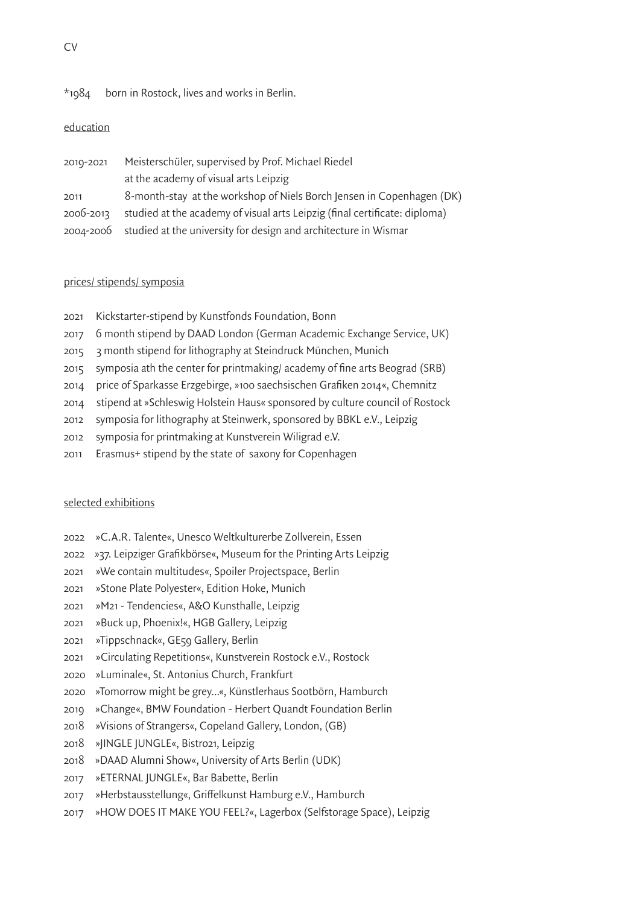CV

*1984 born in Rostock, lives and works in Berlin.

## education

2019-2021 Meisterschüler, supervised by Prof. Michael Riedel
at the academy of visual arts Leipzig
2011 8-month-stay at the workshop of Niels Borch Jensen in Copenhagen (DK)
2006-2013 studied at the academy of visual arts Leipzig (final certificate: diploma)
2004-2006 studied at the university for design and architecture in Wismar

## prices/ stipends/ symposia

2021 Kickstarter-stipend by Kunstfonds Foundation, Bonn
2017 6 month stipend by DAAD London (German Academic Exchange Service, UK)
2015 3 month stipend for lithography at Steindruck München, Munich
2015 symposia ath the center for printmaking/ academy of fine arts Beograd (SRB)
2014 price of Sparkasse Erzgebirge, »100 saechsischen Grafiken 2014«, Chemnitz
2014 stipend at »Schleswig Holstein Haus« sponsored by culture council of Rostock
2012 symposia for lithography at Steinwerk, sponsored by BBKL e.V., Leipzig
2012 symposia for printmaking at Kunstverein Wiligrad e.V.
2011 Erasmus+ stipend by the state of saxony for Copenhagen

## selected exhibitions

2022 »C.A.R. Talente«, Unesco Weltkulturerbe Zollverein, Essen
2022 »37. Leipziger Grafikbörse«, Museum for the Printing Arts Leipzig
2021 »We contain multitudes«, Spoiler Projectspace, Berlin
2021 »Stone Plate Polyester«, Edition Hoke, Munich
2021 »M21 - Tendencies«, A&O Kunsthalle, Leipzig
2021 »Buck up, Phoenix!«, HGB Gallery, Leipzig
2021 »Tippschnack«, GE59 Gallery, Berlin
2021 »Circulating Repetitions«, Kunstverein Rostock e.V., Rostock
2020 »Luminale«, St. Antonius Church, Frankfurt
2020 »Tomorrow might be grey...«, Künstlerhaus Sootbörn, Hamburch
2019 »Change«, BMW Foundation - Herbert Quandt Foundation Berlin
2018 »Visions of Strangers«, Copeland Gallery, London, (GB)
2018 »JINGLE JUNGLE«, Bistro21, Leipzig
2018 »DAAD Alumni Show«, University of Arts Berlin (UDK)
2017 »ETERNAL JUNGLE«, Bar Babette, Berlin
2017 »Herbstausstellung«, Griffelkunst Hamburg e.V., Hamburch
2017 »HOW DOES IT MAKE YOU FEEL?«, Lagerbox (Selfstorage Space), Leipzig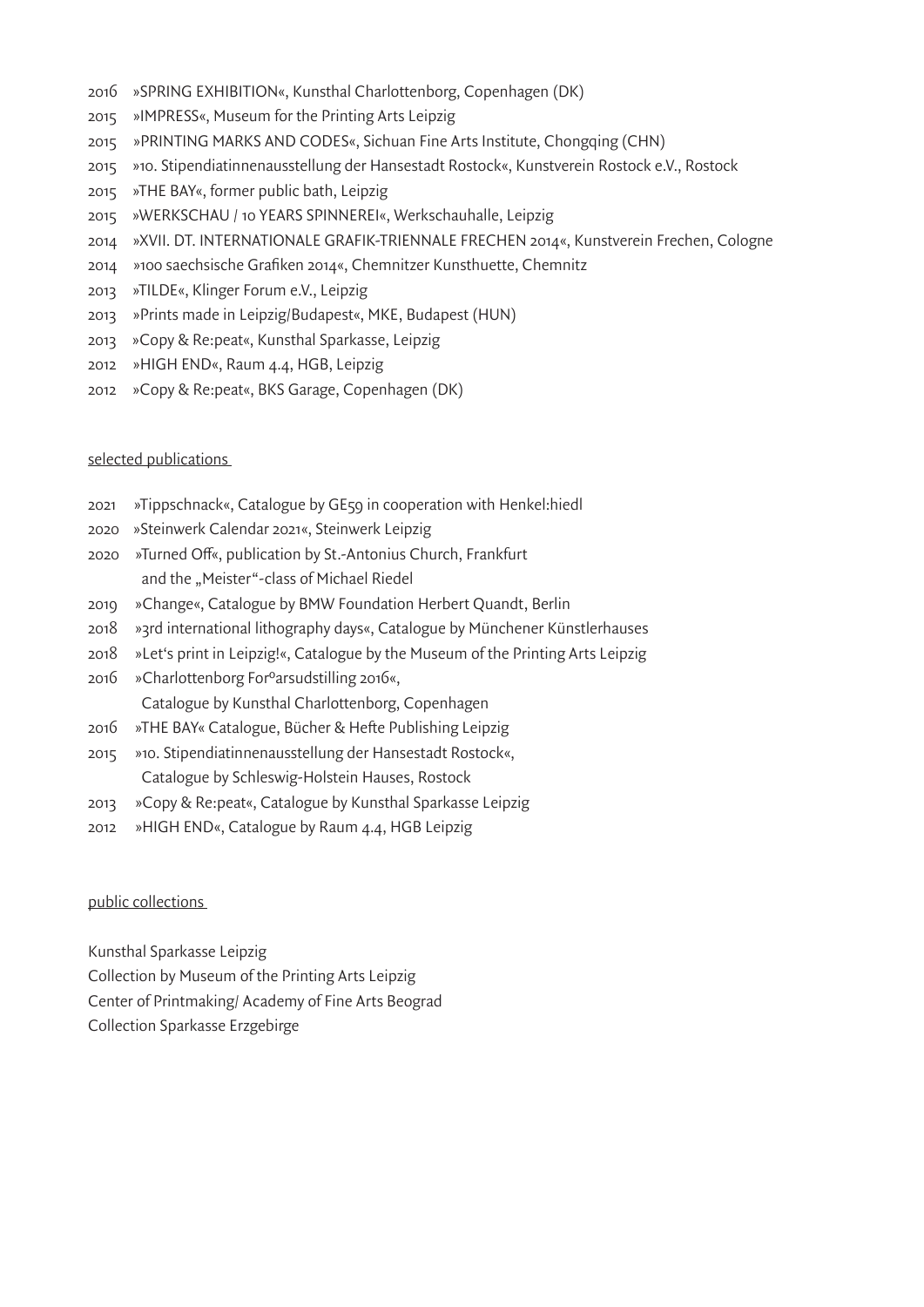2016 »SPRING EXHIBITION«, Kunsthal Charlottenborg, Copenhagen (DK)
2015 »IMPRESS«, Museum for the Printing Arts Leipzig
2015 »PRINTING MARKS AND CODES«, Sichuan Fine Arts Institute, Chongqing (CHN)
2015 »10. Stipendiatinnenausstellung der Hansestadt Rostock«, Kunstverein Rostock e.V., Rostock
2015 »THE BAY«, former public bath, Leipzig
2015 »WERKSCHAU / 10 YEARS SPINNEREI«, Werkschauhalle, Leipzig
2014 »XVII. DT. INTERNATIONALE GRAFIK-TRIENNALE FRECHEN 2014«, Kunstverein Frechen, Cologne
2014 »100 saechsische Grafiken 2014«, Chemnitzer Kunsthuette, Chemnitz
2013 »TILDE«, Klinger Forum e.V., Leipzig
2013 »Prints made in Leipzig/Budapest«, MKE, Budapest (HUN)
2013 »Copy & Re:peat«, Kunsthal Sparkasse, Leipzig
2012 »HIGH END«, Raum 4.4, HGB, Leipzig
2012 »Copy & Re:peat«, BKS Garage, Copenhagen (DK)

selected publications

2021 »Tippschnack«, Catalogue by GE59 in cooperation with Henkel:hiedl
2020 »Steinwerk Calendar 2021«, Steinwerk Leipzig
2020 »Turned Off«, publication by St.-Antonius Church, Frankfurt
and the „Meister"-class of Michael Riedel
2019 »Change«, Catalogue by BMW Foundation Herbert Quandt, Berlin
2018 »3rd international lithography days«, Catalogue by Münchener Künstlerhauses
2018 »Let's print in Leipzig!«, Catalogue by the Museum of the Printing Arts Leipzig
2016 »Charlottenborg For°arsudstilling 2016«,
Catalogue by Kunsthal Charlottenborg, Copenhagen
2016 »THE BAY« Catalogue, Bücher & Hefte Publishing Leipzig
2015 »10. Stipendiatinnenausstellung der Hansestadt Rostock«,
Catalogue by Schleswig-Holstein Hauses, Rostock
2013 »Copy & Re:peat«, Catalogue by Kunsthal Sparkasse Leipzig
2012 »HIGH END«, Catalogue by Raum 4.4, HGB Leipzig

public collections

Kunsthal Sparkasse Leipzig
Collection by Museum of the Printing Arts Leipzig
Center of Printmaking/ Academy of Fine Arts Beograd
Collection Sparkasse Erzgebirge